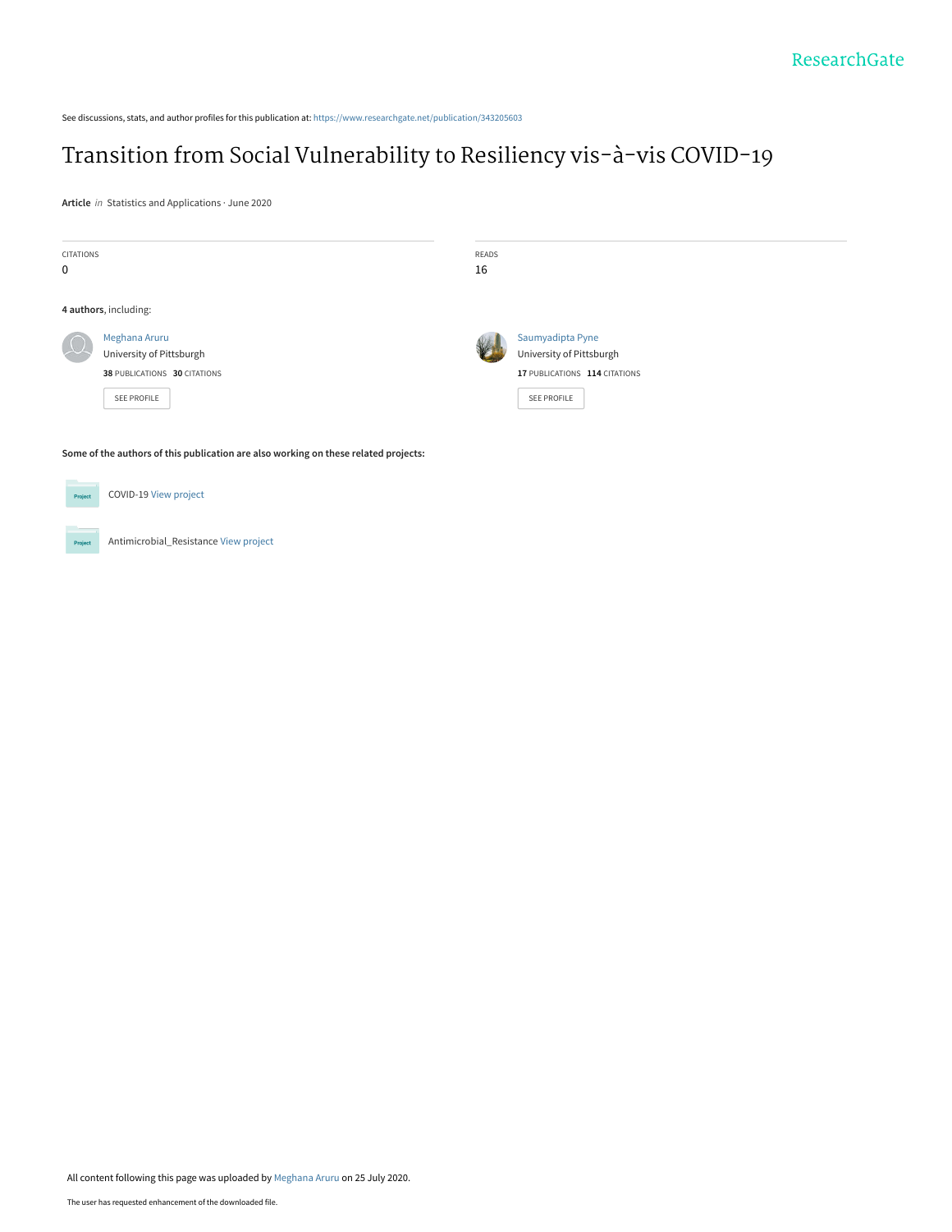ResearchGate

See discussions, stats, and author profiles for this publication at: https://www.researchgate.net/publication/343205603

# Transition from Social Vulnerability to Resiliency vis-à-vis COVID-19

**Article** *in* Statistics and Applications · June 2020

CITATIONS
0

READS
16

**4 authors**, including:

Meghana Aruru
University of Pittsburgh
**38** PUBLICATIONS **30** CITATIONS
SEE PROFILE

Saumyadipta Pyne
University of Pittsburgh
**17** PUBLICATIONS **114** CITATIONS
SEE PROFILE

**Some of the authors of this publication are also working on these related projects:**

COVID-19 View project

Antimicrobial_Resistance View project

All content following this page was uploaded by Meghana Aruru on 25 July 2020.

The user has requested enhancement of the downloaded file.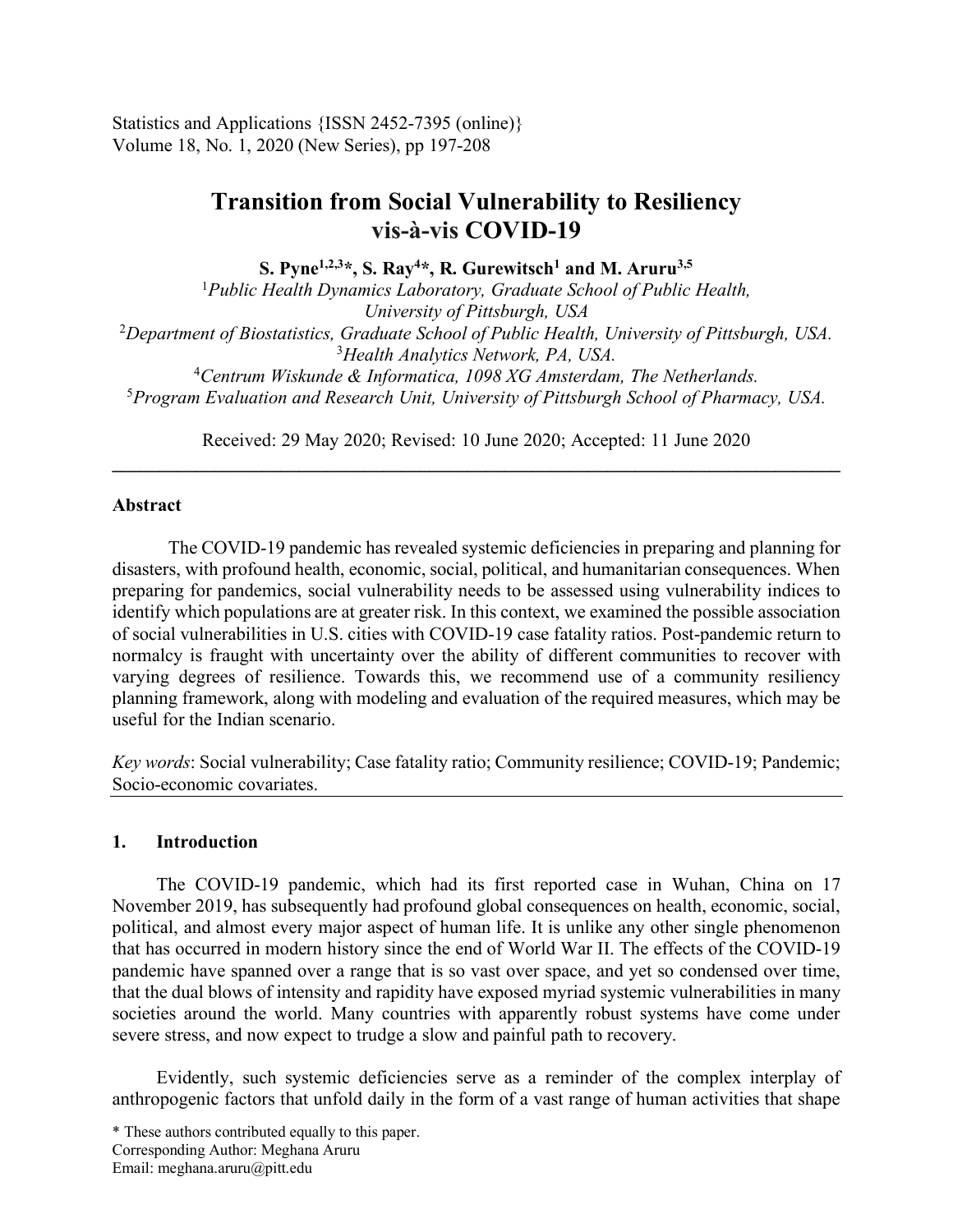# Transition from Social Vulnerability to Resiliency vis-à-vis COVID-19

**S. Pyne[1,2,3]\*, S. Ray[4]\*, R. Gurewitsch[1] and M. Aruru[3,5]**

[1]*Public Health Dynamics Laboratory, Graduate School of Public Health, University of Pittsburgh, USA*
[2]*Department of Biostatistics, Graduate School of Public Health, University of Pittsburgh, USA.*
[3]*Health Analytics Network, PA, USA.*
[4]*Centrum Wiskunde & Informatica, 1098 XG Amsterdam, The Netherlands.*
[5]*Program Evaluation and Research Unit, University of Pittsburgh School of Pharmacy, USA.*

Received: 29 May 2020; Revised: 10 June 2020; Accepted: 11 June 2020

---

### Abstract

The COVID-19 pandemic has revealed systemic deficiencies in preparing and planning for disasters, with profound health, economic, social, political, and humanitarian consequences. When preparing for pandemics, social vulnerability needs to be assessed using vulnerability indices to identify which populations are at greater risk. In this context, we examined the possible association of social vulnerabilities in U.S. cities with COVID-19 case fatality ratios. Post-pandemic return to normalcy is fraught with uncertainty over the ability of different communities to recover with varying degrees of resilience. Towards this, we recommend use of a community resiliency planning framework, along with modeling and evaluation of the required measures, which may be useful for the Indian scenario.

*Key words*: Social vulnerability; Case fatality ratio; Community resilience; COVID-19; Pandemic; Socio-economic covariates.

---

## 1. Introduction

The COVID-19 pandemic, which had its first reported case in Wuhan, China on 17 November 2019, has subsequently had profound global consequences on health, economic, social, political, and almost every major aspect of human life. It is unlike any other single phenomenon that has occurred in modern history since the end of World War II. The effects of the COVID-19 pandemic have spanned over a range that is so vast over space, and yet so condensed over time, that the dual blows of intensity and rapidity have exposed myriad systemic vulnerabilities in many societies around the world. Many countries with apparently robust systems have come under severe stress, and now expect to trudge a slow and painful path to recovery.

Evidently, such systemic deficiencies serve as a reminder of the complex interplay of anthropogenic factors that unfold daily in the form of a vast range of human activities that shape

\* These authors contributed equally to this paper.
Corresponding Author: Meghana Aruru
Email: meghana.aruru@pitt.edu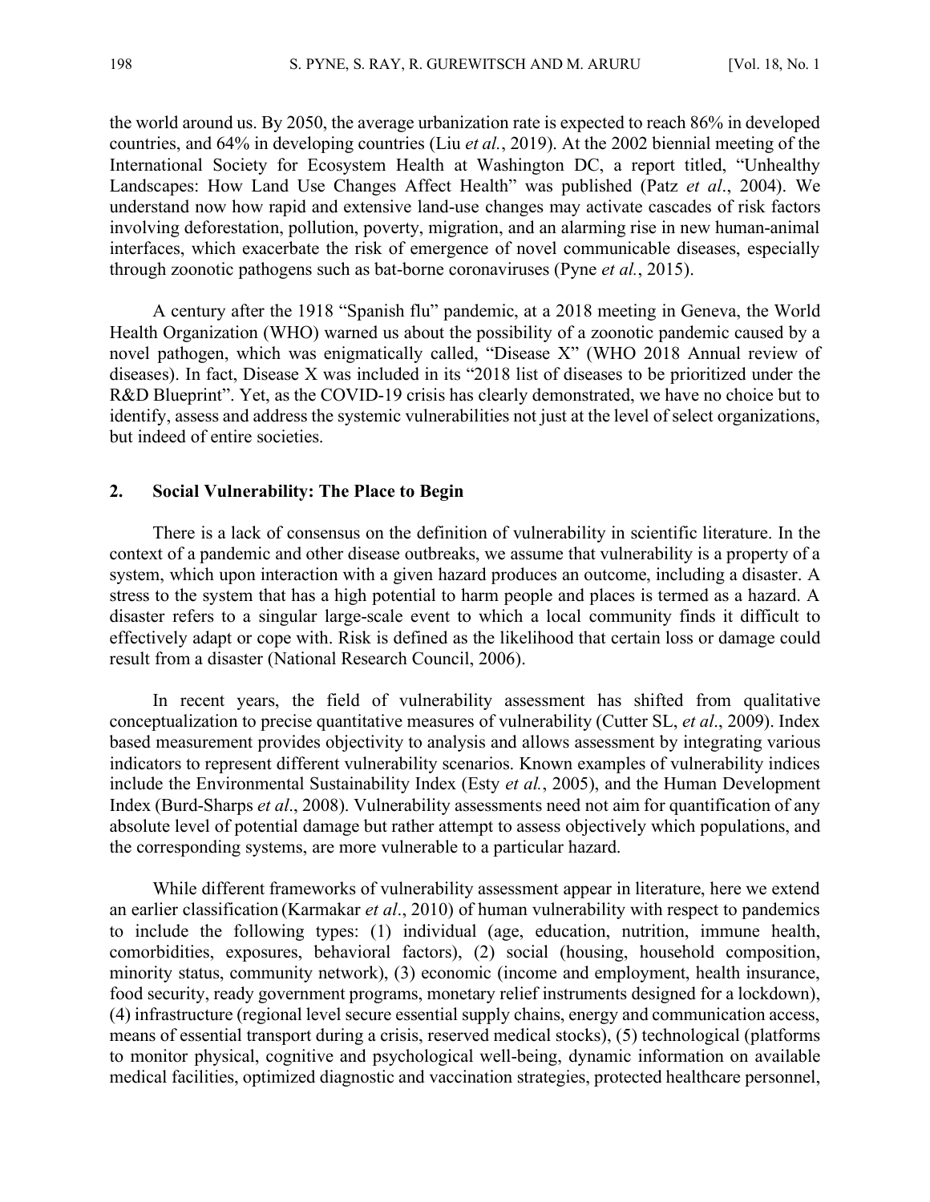the world around us. By 2050, the average urbanization rate is expected to reach 86% in developed countries, and 64% in developing countries (Liu *et al.*, 2019). At the 2002 biennial meeting of the International Society for Ecosystem Health at Washington DC, a report titled, "Unhealthy Landscapes: How Land Use Changes Affect Health" was published (Patz *et al*., 2004). We understand now how rapid and extensive land-use changes may activate cascades of risk factors involving deforestation, pollution, poverty, migration, and an alarming rise in new human-animal interfaces, which exacerbate the risk of emergence of novel communicable diseases, especially through zoonotic pathogens such as bat-borne coronaviruses (Pyne *et al.*, 2015).

A century after the 1918 "Spanish flu" pandemic, at a 2018 meeting in Geneva, the World Health Organization (WHO) warned us about the possibility of a zoonotic pandemic caused by a novel pathogen, which was enigmatically called, "Disease X" (WHO 2018 Annual review of diseases). In fact, Disease X was included in its "2018 list of diseases to be prioritized under the R&D Blueprint". Yet, as the COVID-19 crisis has clearly demonstrated, we have no choice but to identify, assess and address the systemic vulnerabilities not just at the level of select organizations, but indeed of entire societies.

## 2. Social Vulnerability: The Place to Begin

There is a lack of consensus on the definition of vulnerability in scientific literature. In the context of a pandemic and other disease outbreaks, we assume that vulnerability is a property of a system, which upon interaction with a given hazard produces an outcome, including a disaster. A stress to the system that has a high potential to harm people and places is termed as a hazard. A disaster refers to a singular large-scale event to which a local community finds it difficult to effectively adapt or cope with. Risk is defined as the likelihood that certain loss or damage could result from a disaster (National Research Council, 2006).

In recent years, the field of vulnerability assessment has shifted from qualitative conceptualization to precise quantitative measures of vulnerability (Cutter SL, *et al*., 2009). Index based measurement provides objectivity to analysis and allows assessment by integrating various indicators to represent different vulnerability scenarios. Known examples of vulnerability indices include the Environmental Sustainability Index (Esty *et al.*, 2005), and the Human Development Index (Burd-Sharps *et al*., 2008). Vulnerability assessments need not aim for quantification of any absolute level of potential damage but rather attempt to assess objectively which populations, and the corresponding systems, are more vulnerable to a particular hazard.

While different frameworks of vulnerability assessment appear in literature, here we extend an earlier classification (Karmakar *et al*., 2010) of human vulnerability with respect to pandemics to include the following types: (1) individual (age, education, nutrition, immune health, comorbidities, exposures, behavioral factors), (2) social (housing, household composition, minority status, community network), (3) economic (income and employment, health insurance, food security, ready government programs, monetary relief instruments designed for a lockdown), (4) infrastructure (regional level secure essential supply chains, energy and communication access, means of essential transport during a crisis, reserved medical stocks), (5) technological (platforms to monitor physical, cognitive and psychological well-being, dynamic information on available medical facilities, optimized diagnostic and vaccination strategies, protected healthcare personnel,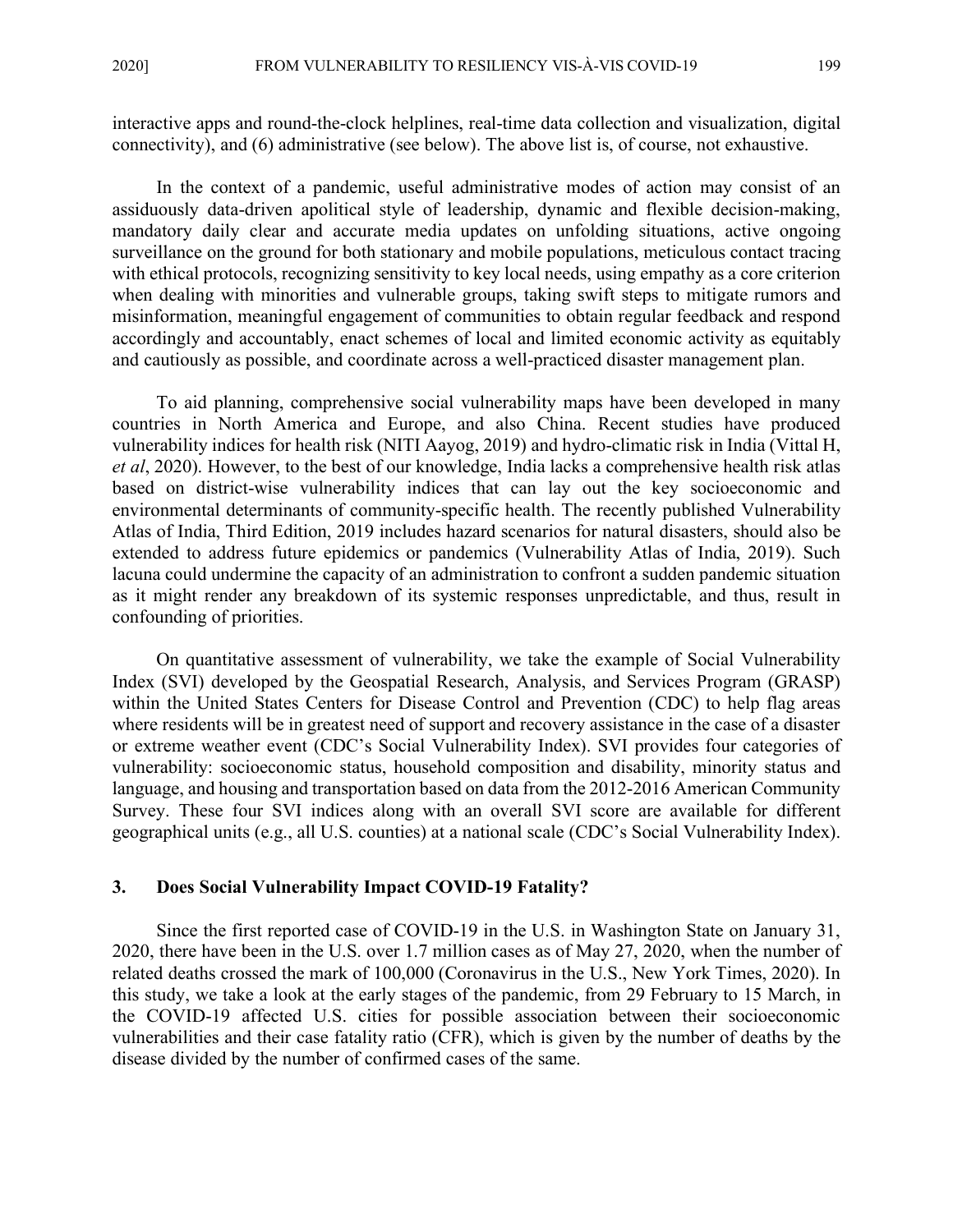interactive apps and round-the-clock helplines, real-time data collection and visualization, digital connectivity), and (6) administrative (see below). The above list is, of course, not exhaustive.

In the context of a pandemic, useful administrative modes of action may consist of an assiduously data-driven apolitical style of leadership, dynamic and flexible decision-making, mandatory daily clear and accurate media updates on unfolding situations, active ongoing surveillance on the ground for both stationary and mobile populations, meticulous contact tracing with ethical protocols, recognizing sensitivity to key local needs, using empathy as a core criterion when dealing with minorities and vulnerable groups, taking swift steps to mitigate rumors and misinformation, meaningful engagement of communities to obtain regular feedback and respond accordingly and accountably, enact schemes of local and limited economic activity as equitably and cautiously as possible, and coordinate across a well-practiced disaster management plan.

To aid planning, comprehensive social vulnerability maps have been developed in many countries in North America and Europe, and also China. Recent studies have produced vulnerability indices for health risk (NITI Aayog, 2019) and hydro-climatic risk in India (Vittal H, *et al*, 2020). However, to the best of our knowledge, India lacks a comprehensive health risk atlas based on district-wise vulnerability indices that can lay out the key socioeconomic and environmental determinants of community-specific health. The recently published Vulnerability Atlas of India, Third Edition, 2019 includes hazard scenarios for natural disasters, should also be extended to address future epidemics or pandemics (Vulnerability Atlas of India, 2019). Such lacuna could undermine the capacity of an administration to confront a sudden pandemic situation as it might render any breakdown of its systemic responses unpredictable, and thus, result in confounding of priorities.

On quantitative assessment of vulnerability, we take the example of Social Vulnerability Index (SVI) developed by the Geospatial Research, Analysis, and Services Program (GRASP) within the United States Centers for Disease Control and Prevention (CDC) to help flag areas where residents will be in greatest need of support and recovery assistance in the case of a disaster or extreme weather event (CDC's Social Vulnerability Index). SVI provides four categories of vulnerability: socioeconomic status, household composition and disability, minority status and language, and housing and transportation based on data from the 2012-2016 American Community Survey. These four SVI indices along with an overall SVI score are available for different geographical units (e.g., all U.S. counties) at a national scale (CDC's Social Vulnerability Index).

## 3. Does Social Vulnerability Impact COVID-19 Fatality?

Since the first reported case of COVID-19 in the U.S. in Washington State on January 31, 2020, there have been in the U.S. over 1.7 million cases as of May 27, 2020, when the number of related deaths crossed the mark of 100,000 (Coronavirus in the U.S., New York Times, 2020). In this study, we take a look at the early stages of the pandemic, from 29 February to 15 March, in the COVID-19 affected U.S. cities for possible association between their socioeconomic vulnerabilities and their case fatality ratio (CFR), which is given by the number of deaths by the disease divided by the number of confirmed cases of the same.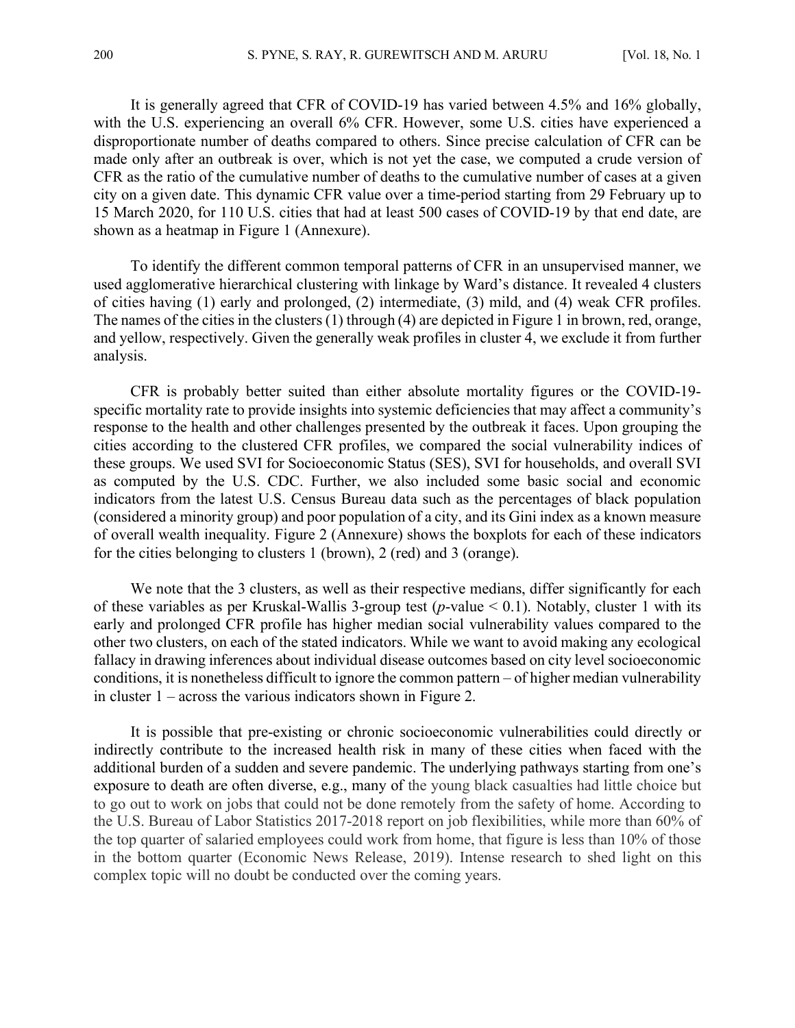It is generally agreed that CFR of COVID-19 has varied between 4.5% and 16% globally, with the U.S. experiencing an overall 6% CFR. However, some U.S. cities have experienced a disproportionate number of deaths compared to others. Since precise calculation of CFR can be made only after an outbreak is over, which is not yet the case, we computed a crude version of CFR as the ratio of the cumulative number of deaths to the cumulative number of cases at a given city on a given date. This dynamic CFR value over a time-period starting from 29 February up to 15 March 2020, for 110 U.S. cities that had at least 500 cases of COVID-19 by that end date, are shown as a heatmap in Figure 1 (Annexure).

To identify the different common temporal patterns of CFR in an unsupervised manner, we used agglomerative hierarchical clustering with linkage by Ward's distance. It revealed 4 clusters of cities having (1) early and prolonged, (2) intermediate, (3) mild, and (4) weak CFR profiles. The names of the cities in the clusters (1) through (4) are depicted in Figure 1 in brown, red, orange, and yellow, respectively. Given the generally weak profiles in cluster 4, we exclude it from further analysis.

CFR is probably better suited than either absolute mortality figures or the COVID-19-specific mortality rate to provide insights into systemic deficiencies that may affect a community's response to the health and other challenges presented by the outbreak it faces. Upon grouping the cities according to the clustered CFR profiles, we compared the social vulnerability indices of these groups. We used SVI for Socioeconomic Status (SES), SVI for households, and overall SVI as computed by the U.S. CDC. Further, we also included some basic social and economic indicators from the latest U.S. Census Bureau data such as the percentages of black population (considered a minority group) and poor population of a city, and its Gini index as a known measure of overall wealth inequality. Figure 2 (Annexure) shows the boxplots for each of these indicators for the cities belonging to clusters 1 (brown), 2 (red) and 3 (orange).

We note that the 3 clusters, as well as their respective medians, differ significantly for each of these variables as per Kruskal-Wallis 3-group test ($p$-value $< 0.1$). Notably, cluster 1 with its early and prolonged CFR profile has higher median social vulnerability values compared to the other two clusters, on each of the stated indicators. While we want to avoid making any ecological fallacy in drawing inferences about individual disease outcomes based on city level socioeconomic conditions, it is nonetheless difficult to ignore the common pattern – of higher median vulnerability in cluster 1 – across the various indicators shown in Figure 2.

It is possible that pre-existing or chronic socioeconomic vulnerabilities could directly or indirectly contribute to the increased health risk in many of these cities when faced with the additional burden of a sudden and severe pandemic. The underlying pathways starting from one's exposure to death are often diverse, e.g., many of the young black casualties had little choice but to go out to work on jobs that could not be done remotely from the safety of home. According to the U.S. Bureau of Labor Statistics 2017-2018 report on job flexibilities, while more than 60% of the top quarter of salaried employees could work from home, that figure is less than 10% of those in the bottom quarter (Economic News Release, 2019). Intense research to shed light on this complex topic will no doubt be conducted over the coming years.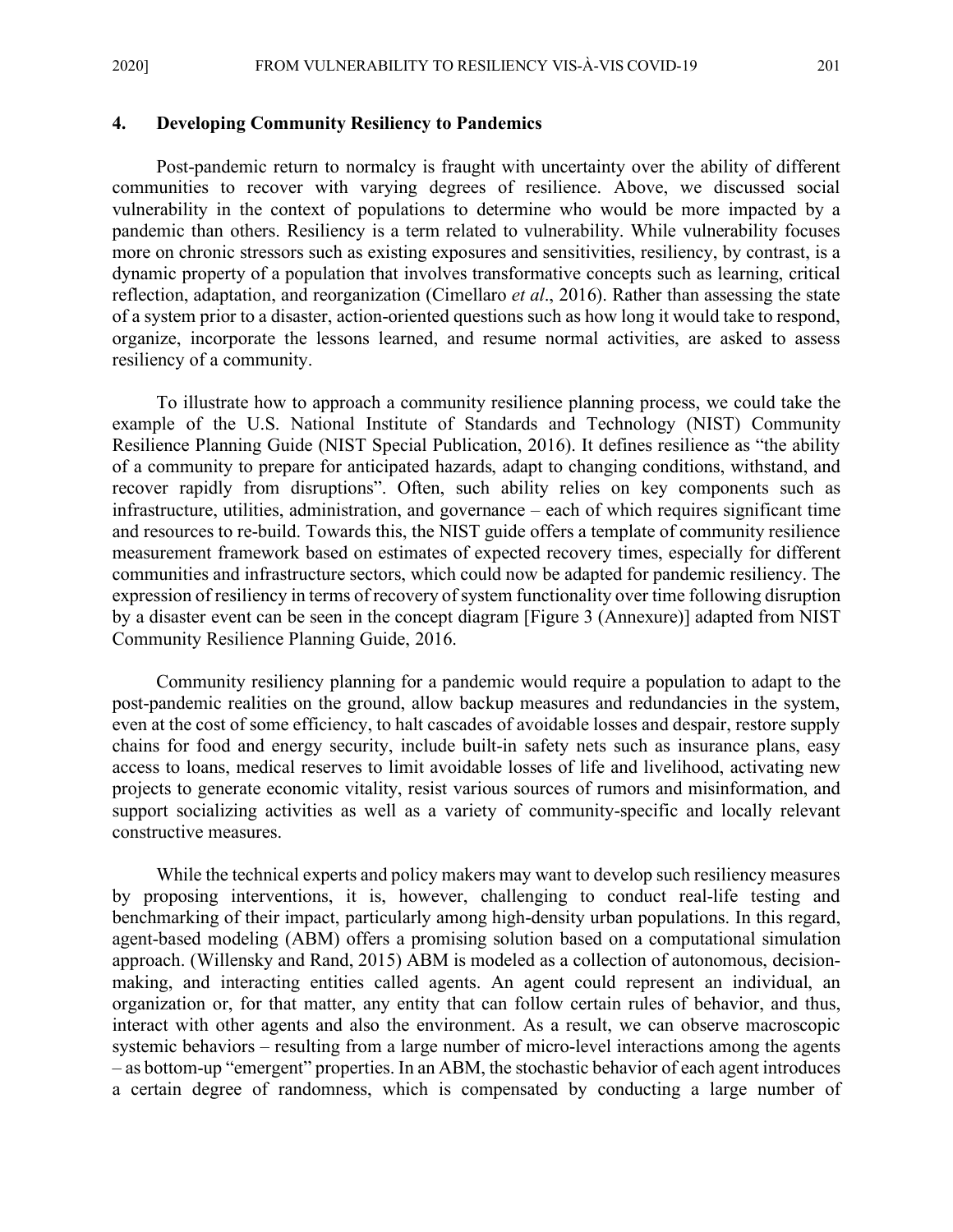## 4. Developing Community Resiliency to Pandemics

Post-pandemic return to normalcy is fraught with uncertainty over the ability of different communities to recover with varying degrees of resilience. Above, we discussed social vulnerability in the context of populations to determine who would be more impacted by a pandemic than others. Resiliency is a term related to vulnerability. While vulnerability focuses more on chronic stressors such as existing exposures and sensitivities, resiliency, by contrast, is a dynamic property of a population that involves transformative concepts such as learning, critical reflection, adaptation, and reorganization (Cimellaro *et al*., 2016). Rather than assessing the state of a system prior to a disaster, action-oriented questions such as how long it would take to respond, organize, incorporate the lessons learned, and resume normal activities, are asked to assess resiliency of a community.

To illustrate how to approach a community resilience planning process, we could take the example of the U.S. National Institute of Standards and Technology (NIST) Community Resilience Planning Guide (NIST Special Publication, 2016). It defines resilience as "the ability of a community to prepare for anticipated hazards, adapt to changing conditions, withstand, and recover rapidly from disruptions". Often, such ability relies on key components such as infrastructure, utilities, administration, and governance – each of which requires significant time and resources to re-build. Towards this, the NIST guide offers a template of community resilience measurement framework based on estimates of expected recovery times, especially for different communities and infrastructure sectors, which could now be adapted for pandemic resiliency. The expression of resiliency in terms of recovery of system functionality over time following disruption by a disaster event can be seen in the concept diagram [Figure 3 (Annexure)] adapted from NIST Community Resilience Planning Guide, 2016.

Community resiliency planning for a pandemic would require a population to adapt to the post-pandemic realities on the ground, allow backup measures and redundancies in the system, even at the cost of some efficiency, to halt cascades of avoidable losses and despair, restore supply chains for food and energy security, include built-in safety nets such as insurance plans, easy access to loans, medical reserves to limit avoidable losses of life and livelihood, activating new projects to generate economic vitality, resist various sources of rumors and misinformation, and support socializing activities as well as a variety of community-specific and locally relevant constructive measures.

While the technical experts and policy makers may want to develop such resiliency measures by proposing interventions, it is, however, challenging to conduct real-life testing and benchmarking of their impact, particularly among high-density urban populations. In this regard, agent-based modeling (ABM) offers a promising solution based on a computational simulation approach. (Willensky and Rand, 2015) ABM is modeled as a collection of autonomous, decision-making, and interacting entities called agents. An agent could represent an individual, an organization or, for that matter, any entity that can follow certain rules of behavior, and thus, interact with other agents and also the environment. As a result, we can observe macroscopic systemic behaviors – resulting from a large number of micro-level interactions among the agents – as bottom-up "emergent" properties. In an ABM, the stochastic behavior of each agent introduces a certain degree of randomness, which is compensated by conducting a large number of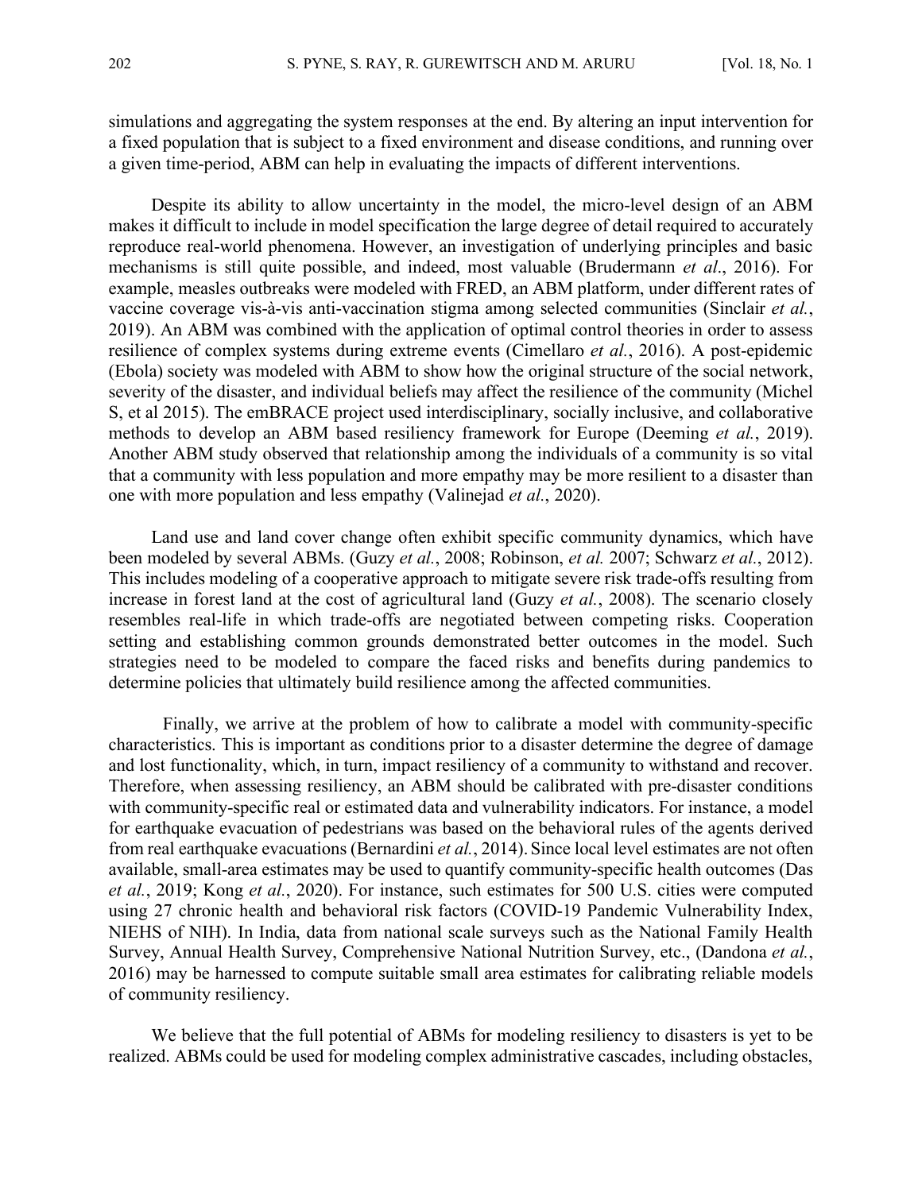simulations and aggregating the system responses at the end. By altering an input intervention for a fixed population that is subject to a fixed environment and disease conditions, and running over a given time-period, ABM can help in evaluating the impacts of different interventions.

Despite its ability to allow uncertainty in the model, the micro-level design of an ABM makes it difficult to include in model specification the large degree of detail required to accurately reproduce real-world phenomena. However, an investigation of underlying principles and basic mechanisms is still quite possible, and indeed, most valuable (Brudermann *et al*., 2016). For example, measles outbreaks were modeled with FRED, an ABM platform, under different rates of vaccine coverage vis-à-vis anti-vaccination stigma among selected communities (Sinclair *et al.*, 2019). An ABM was combined with the application of optimal control theories in order to assess resilience of complex systems during extreme events (Cimellaro *et al.*, 2016). A post-epidemic (Ebola) society was modeled with ABM to show how the original structure of the social network, severity of the disaster, and individual beliefs may affect the resilience of the community (Michel S, et al 2015). The emBRACE project used interdisciplinary, socially inclusive, and collaborative methods to develop an ABM based resiliency framework for Europe (Deeming *et al.*, 2019). Another ABM study observed that relationship among the individuals of a community is so vital that a community with less population and more empathy may be more resilient to a disaster than one with more population and less empathy (Valinejad *et al.*, 2020).

Land use and land cover change often exhibit specific community dynamics, which have been modeled by several ABMs. (Guzy *et al.*, 2008; Robinson, *et al.* 2007; Schwarz *et al.*, 2012). This includes modeling of a cooperative approach to mitigate severe risk trade-offs resulting from increase in forest land at the cost of agricultural land (Guzy *et al.*, 2008). The scenario closely resembles real-life in which trade-offs are negotiated between competing risks. Cooperation setting and establishing common grounds demonstrated better outcomes in the model. Such strategies need to be modeled to compare the faced risks and benefits during pandemics to determine policies that ultimately build resilience among the affected communities.

Finally, we arrive at the problem of how to calibrate a model with community-specific characteristics. This is important as conditions prior to a disaster determine the degree of damage and lost functionality, which, in turn, impact resiliency of a community to withstand and recover. Therefore, when assessing resiliency, an ABM should be calibrated with pre-disaster conditions with community-specific real or estimated data and vulnerability indicators. For instance, a model for earthquake evacuation of pedestrians was based on the behavioral rules of the agents derived from real earthquake evacuations (Bernardini *et al.*, 2014). Since local level estimates are not often available, small-area estimates may be used to quantify community-specific health outcomes (Das *et al.*, 2019; Kong *et al.*, 2020). For instance, such estimates for 500 U.S. cities were computed using 27 chronic health and behavioral risk factors (COVID-19 Pandemic Vulnerability Index, NIEHS of NIH). In India, data from national scale surveys such as the National Family Health Survey, Annual Health Survey, Comprehensive National Nutrition Survey, etc., (Dandona *et al.*, 2016) may be harnessed to compute suitable small area estimates for calibrating reliable models of community resiliency.

We believe that the full potential of ABMs for modeling resiliency to disasters is yet to be realized. ABMs could be used for modeling complex administrative cascades, including obstacles,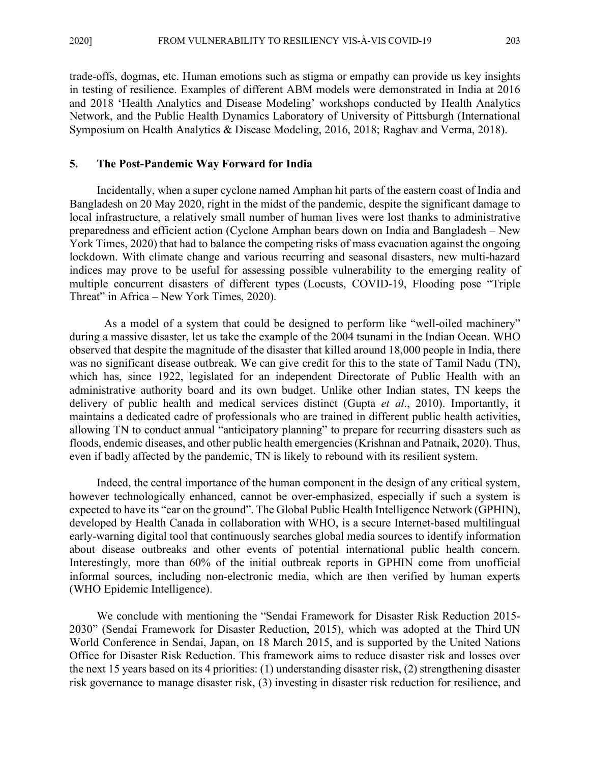trade-offs, dogmas, etc. Human emotions such as stigma or empathy can provide us key insights in testing of resilience. Examples of different ABM models were demonstrated in India at 2016 and 2018 'Health Analytics and Disease Modeling' workshops conducted by Health Analytics Network, and the Public Health Dynamics Laboratory of University of Pittsburgh (International Symposium on Health Analytics & Disease Modeling, 2016, 2018; Raghav and Verma, 2018).

## 5. The Post-Pandemic Way Forward for India

Incidentally, when a super cyclone named Amphan hit parts of the eastern coast of India and Bangladesh on 20 May 2020, right in the midst of the pandemic, despite the significant damage to local infrastructure, a relatively small number of human lives were lost thanks to administrative preparedness and efficient action (Cyclone Amphan bears down on India and Bangladesh – New York Times, 2020) that had to balance the competing risks of mass evacuation against the ongoing lockdown. With climate change and various recurring and seasonal disasters, new multi-hazard indices may prove to be useful for assessing possible vulnerability to the emerging reality of multiple concurrent disasters of different types (Locusts, COVID-19, Flooding pose "Triple Threat" in Africa – New York Times, 2020).

As a model of a system that could be designed to perform like "well-oiled machinery" during a massive disaster, let us take the example of the 2004 tsunami in the Indian Ocean. WHO observed that despite the magnitude of the disaster that killed around 18,000 people in India, there was no significant disease outbreak. We can give credit for this to the state of Tamil Nadu (TN), which has, since 1922, legislated for an independent Directorate of Public Health with an administrative authority board and its own budget. Unlike other Indian states, TN keeps the delivery of public health and medical services distinct (Gupta *et al*., 2010). Importantly, it maintains a dedicated cadre of professionals who are trained in different public health activities, allowing TN to conduct annual "anticipatory planning" to prepare for recurring disasters such as floods, endemic diseases, and other public health emergencies (Krishnan and Patnaik, 2020). Thus, even if badly affected by the pandemic, TN is likely to rebound with its resilient system.

Indeed, the central importance of the human component in the design of any critical system, however technologically enhanced, cannot be over-emphasized, especially if such a system is expected to have its "ear on the ground". The Global Public Health Intelligence Network (GPHIN), developed by Health Canada in collaboration with WHO, is a secure Internet-based multilingual early-warning digital tool that continuously searches global media sources to identify information about disease outbreaks and other events of potential international public health concern. Interestingly, more than 60% of the initial outbreak reports in GPHIN come from unofficial informal sources, including non-electronic media, which are then verified by human experts (WHO Epidemic Intelligence).

We conclude with mentioning the "Sendai Framework for Disaster Risk Reduction 2015-2030" (Sendai Framework for Disaster Reduction, 2015), which was adopted at the Third UN World Conference in Sendai, Japan, on 18 March 2015, and is supported by the United Nations Office for Disaster Risk Reduction. This framework aims to reduce disaster risk and losses over the next 15 years based on its 4 priorities: (1) understanding disaster risk, (2) strengthening disaster risk governance to manage disaster risk, (3) investing in disaster risk reduction for resilience, and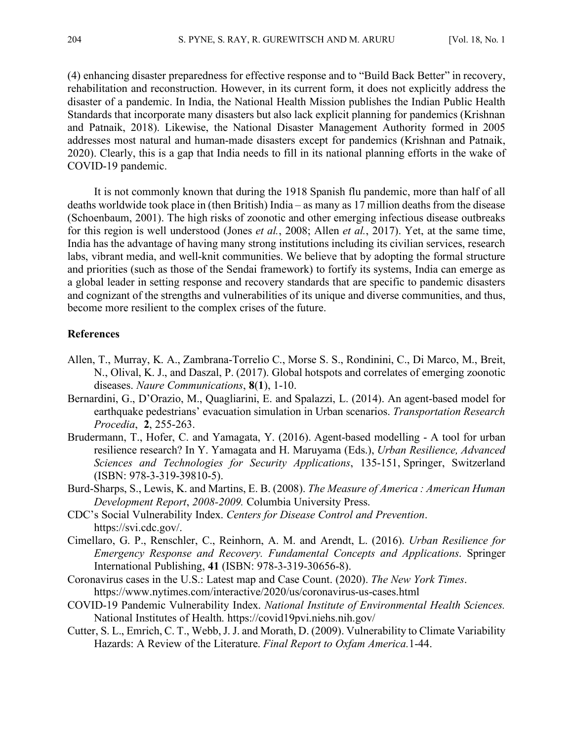(4) enhancing disaster preparedness for effective response and to "Build Back Better" in recovery, rehabilitation and reconstruction. However, in its current form, it does not explicitly address the disaster of a pandemic. In India, the National Health Mission publishes the Indian Public Health Standards that incorporate many disasters but also lack explicit planning for pandemics (Krishnan and Patnaik, 2018). Likewise, the National Disaster Management Authority formed in 2005 addresses most natural and human-made disasters except for pandemics (Krishnan and Patnaik, 2020). Clearly, this is a gap that India needs to fill in its national planning efforts in the wake of COVID-19 pandemic.

It is not commonly known that during the 1918 Spanish flu pandemic, more than half of all deaths worldwide took place in (then British) India – as many as 17 million deaths from the disease (Schoenbaum, 2001). The high risks of zoonotic and other emerging infectious disease outbreaks for this region is well understood (Jones *et al.*, 2008; Allen *et al.*, 2017). Yet, at the same time, India has the advantage of having many strong institutions including its civilian services, research labs, vibrant media, and well-knit communities. We believe that by adopting the formal structure and priorities (such as those of the Sendai framework) to fortify its systems, India can emerge as a global leader in setting response and recovery standards that are specific to pandemic disasters and cognizant of the strengths and vulnerabilities of its unique and diverse communities, and thus, become more resilient to the complex crises of the future.

## References

Allen, T., Murray, K. A., Zambrana-Torrelio C., Morse S. S., Rondinini, C., Di Marco, M., Breit, N., Olival, K. J., and Daszal, P. (2017). Global hotspots and correlates of emerging zoonotic diseases. *Naure Communications*, **8**(**1**), 1-10.

Bernardini, G., D'Orazio, M., Quagliarini, E. and Spalazzi, L. (2014). An agent-based model for earthquake pedestrians' evacuation simulation in Urban scenarios. *Transportation Research Procedia*, **2**, 255-263.

Brudermann, T., Hofer, C. and Yamagata, Y. (2016). Agent-based modelling - A tool for urban resilience research? In Y. Yamagata and H. Maruyama (Eds.), *Urban Resilience, Advanced Sciences and Technologies for Security Applications*, 135-151, Springer, Switzerland (ISBN: 978-3-319-39810-5).

Burd-Sharps, S., Lewis, K. and Martins, E. B. (2008). *The Measure of America : American Human Development Report*, *2008-2009.* Columbia University Press.

CDC's Social Vulnerability Index. *Centers for Disease Control and Prevention*. https://svi.cdc.gov/.

Cimellaro, G. P., Renschler, C., Reinhorn, A. M. and Arendt, L. (2016). *Urban Resilience for Emergency Response and Recovery. Fundamental Concepts and Applications*. Springer International Publishing, **41** (ISBN: 978-3-319-30656-8).

Coronavirus cases in the U.S.: Latest map and Case Count. (2020). *The New York Times*. https://www.nytimes.com/interactive/2020/us/coronavirus-us-cases.html

COVID-19 Pandemic Vulnerability Index. *National Institute of Environmental Health Sciences.* National Institutes of Health. https://covid19pvi.niehs.nih.gov/

Cutter, S. L., Emrich, C. T., Webb, J. J. and Morath, D. (2009). Vulnerability to Climate Variability Hazards: A Review of the Literature. *Final Report to Oxfam America.*1-44.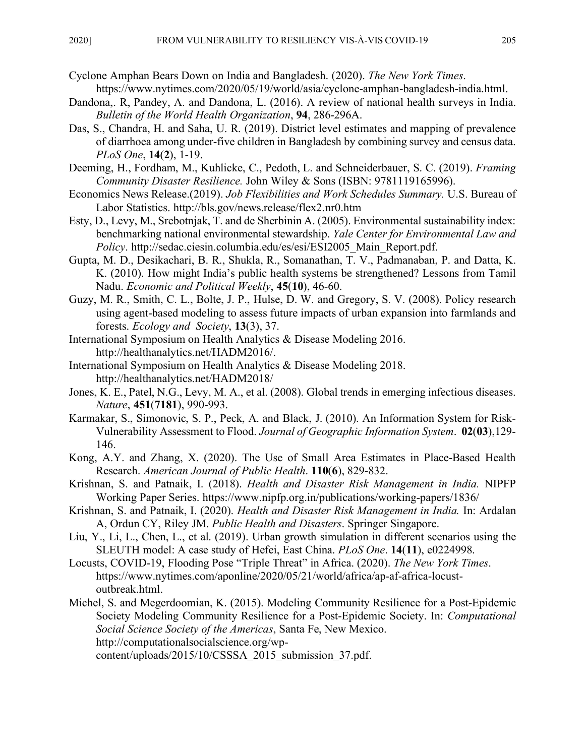Cyclone Amphan Bears Down on India and Bangladesh. (2020). *The New York Times*. https://www.nytimes.com/2020/05/19/world/asia/cyclone-amphan-bangladesh-india.html.

Dandona,. R, Pandey, A. and Dandona, L. (2016). A review of national health surveys in India. *Bulletin of the World Health Organization*, **94**, 286-296A.

Das, S., Chandra, H. and Saha, U. R. (2019). District level estimates and mapping of prevalence of diarrhoea among under-five children in Bangladesh by combining survey and census data. *PLoS One*, **14**(**2**), 1-19.

Deeming, H., Fordham, M., Kuhlicke, C., Pedoth, L. and Schneiderbauer, S. C. (2019). *Framing Community Disaster Resilience.* John Wiley & Sons (ISBN: 9781119165996).

Economics News Release.(2019). *Job Flexibilities and Work Schedules Summary.* U.S. Bureau of Labor Statistics. http://bls.gov/news.release/flex2.nr0.htm

Esty, D., Levy, M., Srebotnjak, T. and de Sherbinin A. (2005). Environmental sustainability index: benchmarking national environmental stewardship. *Yale Center for Environmental Law and Policy*. http://sedac.ciesin.columbia.edu/es/esi/ESI2005_Main_Report.pdf.

Gupta, M. D., Desikachari, B. R., Shukla, R., Somanathan, T. V., Padmanaban, P. and Datta, K. K. (2010). How might India's public health systems be strengthened? Lessons from Tamil Nadu. *Economic and Political Weekly*, **45**(**10**), 46-60.

Guzy, M. R., Smith, C. L., Bolte, J. P., Hulse, D. W. and Gregory, S. V. (2008). Policy research using agent-based modeling to assess future impacts of urban expansion into farmlands and forests. *Ecology and Society*, **13**(3), 37.

International Symposium on Health Analytics & Disease Modeling 2016. http://healthanalytics.net/HADM2016/.

International Symposium on Health Analytics & Disease Modeling 2018. http://healthanalytics.net/HADM2018/

Jones, K. E., Patel, N.G., Levy, M. A., et al. (2008). Global trends in emerging infectious diseases. *Nature*, **451**(**7181**), 990-993.

Karmakar, S., Simonovic, S. P., Peck, A. and Black, J. (2010). An Information System for Risk-Vulnerability Assessment to Flood. *Journal of Geographic Information System*. **02**(**03**),129-146.

Kong, A.Y. and Zhang, X. (2020). The Use of Small Area Estimates in Place-Based Health Research. *American Journal of Public Health*. **110**(**6**), 829-832.

Krishnan, S. and Patnaik, I. (2018). *Health and Disaster Risk Management in India.* NIPFP Working Paper Series. https://www.nipfp.org.in/publications/working-papers/1836/

Krishnan, S. and Patnaik, I. (2020). *Health and Disaster Risk Management in India.* In: Ardalan A, Ordun CY, Riley JM. *Public Health and Disasters*. Springer Singapore.

Liu, Y., Li, L., Chen, L., et al. (2019). Urban growth simulation in different scenarios using the SLEUTH model: A case study of Hefei, East China. *PLoS One*. **14**(**11**), e0224998.

Locusts, COVID-19, Flooding Pose "Triple Threat" in Africa. (2020). *The New York Times*. https://www.nytimes.com/aponline/2020/05/21/world/africa/ap-af-africa-locust-outbreak.html.

Michel, S. and Megerdoomian, K. (2015). Modeling Community Resilience for a Post-Epidemic Society Modeling Community Resilience for a Post-Epidemic Society. In: *Computational Social Science Society of the Americas*, Santa Fe, New Mexico. http://computationalsocialscience.org/wp-content/uploads/2015/10/CSSSA_2015_submission_37.pdf.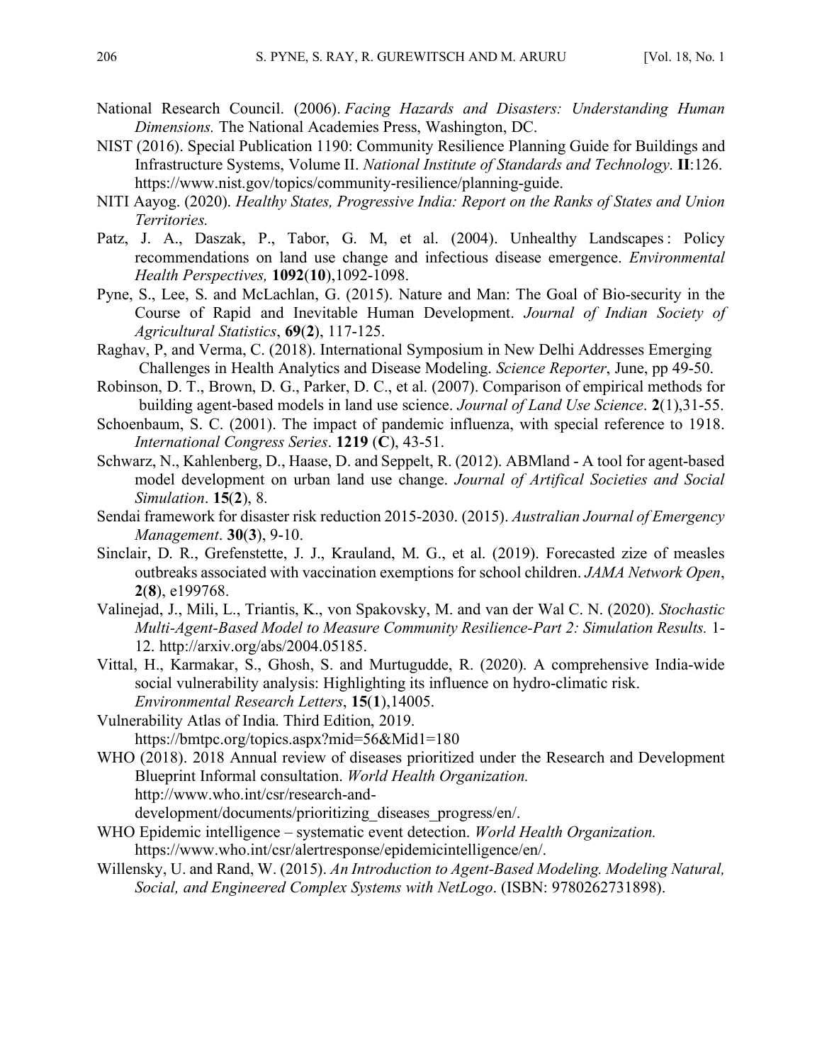National Research Council. (2006). *Facing Hazards and Disasters: Understanding Human Dimensions.* The National Academies Press, Washington, DC.

NIST (2016). Special Publication 1190: Community Resilience Planning Guide for Buildings and Infrastructure Systems, Volume II. *National Institute of Standards and Technology*. **II**:126. https://www.nist.gov/topics/community-resilience/planning-guide.

NITI Aayog. (2020). *Healthy States, Progressive India: Report on the Ranks of States and Union Territories.*

Patz, J. A., Daszak, P., Tabor, G. M, et al. (2004). Unhealthy Landscapes : Policy recommendations on land use change and infectious disease emergence. *Environmental Health Perspectives,* **1092**(**10**),1092-1098.

Pyne, S., Lee, S. and McLachlan, G. (2015). Nature and Man: The Goal of Bio-security in the Course of Rapid and Inevitable Human Development. *Journal of Indian Society of Agricultural Statistics*, **69**(**2**), 117-125.

Raghav, P, and Verma, C. (2018). International Symposium in New Delhi Addresses Emerging Challenges in Health Analytics and Disease Modeling. *Science Reporter*, June, pp 49-50.

Robinson, D. T., Brown, D. G., Parker, D. C., et al. (2007). Comparison of empirical methods for building agent-based models in land use science. *Journal of Land Use Science*. **2**(1),31-55.

Schoenbaum, S. C. (2001). The impact of pandemic influenza, with special reference to 1918. *International Congress Series*. **1219** (**C**), 43-51.

Schwarz, N., Kahlenberg, D., Haase, D. and Seppelt, R. (2012). ABMland - A tool for agent-based model development on urban land use change. *Journal of Artifical Societies and Social Simulation*. **15**(**2**), 8.

Sendai framework for disaster risk reduction 2015-2030. (2015). *Australian Journal of Emergency Management*. **30**(**3**), 9-10.

Sinclair, D. R., Grefenstette, J. J., Krauland, M. G., et al. (2019). Forecasted zize of measles outbreaks associated with vaccination exemptions for school children. *JAMA Network Open*, **2**(**8**), e199768.

Valinejad, J., Mili, L., Triantis, K., von Spakovsky, M. and van der Wal C. N. (2020). *Stochastic Multi-Agent-Based Model to Measure Community Resilience-Part 2: Simulation Results.* 1-12. http://arxiv.org/abs/2004.05185.

Vittal, H., Karmakar, S., Ghosh, S. and Murtugudde, R. (2020). A comprehensive India-wide social vulnerability analysis: Highlighting its influence on hydro-climatic risk. *Environmental Research Letters*, **15**(**1**),14005.

Vulnerability Atlas of India. Third Edition, 2019. https://bmtpc.org/topics.aspx?mid=56&Mid1=180

WHO (2018). 2018 Annual review of diseases prioritized under the Research and Development Blueprint Informal consultation. *World Health Organization.* http://www.who.int/csr/research-and-development/documents/prioritizing_diseases_progress/en/.

WHO Epidemic intelligence – systematic event detection. *World Health Organization.* https://www.who.int/csr/alertresponse/epidemicintelligence/en/.

Willensky, U. and Rand, W. (2015). *An Introduction to Agent-Based Modeling. Modeling Natural, Social, and Engineered Complex Systems with NetLogo*. (ISBN: 9780262731898).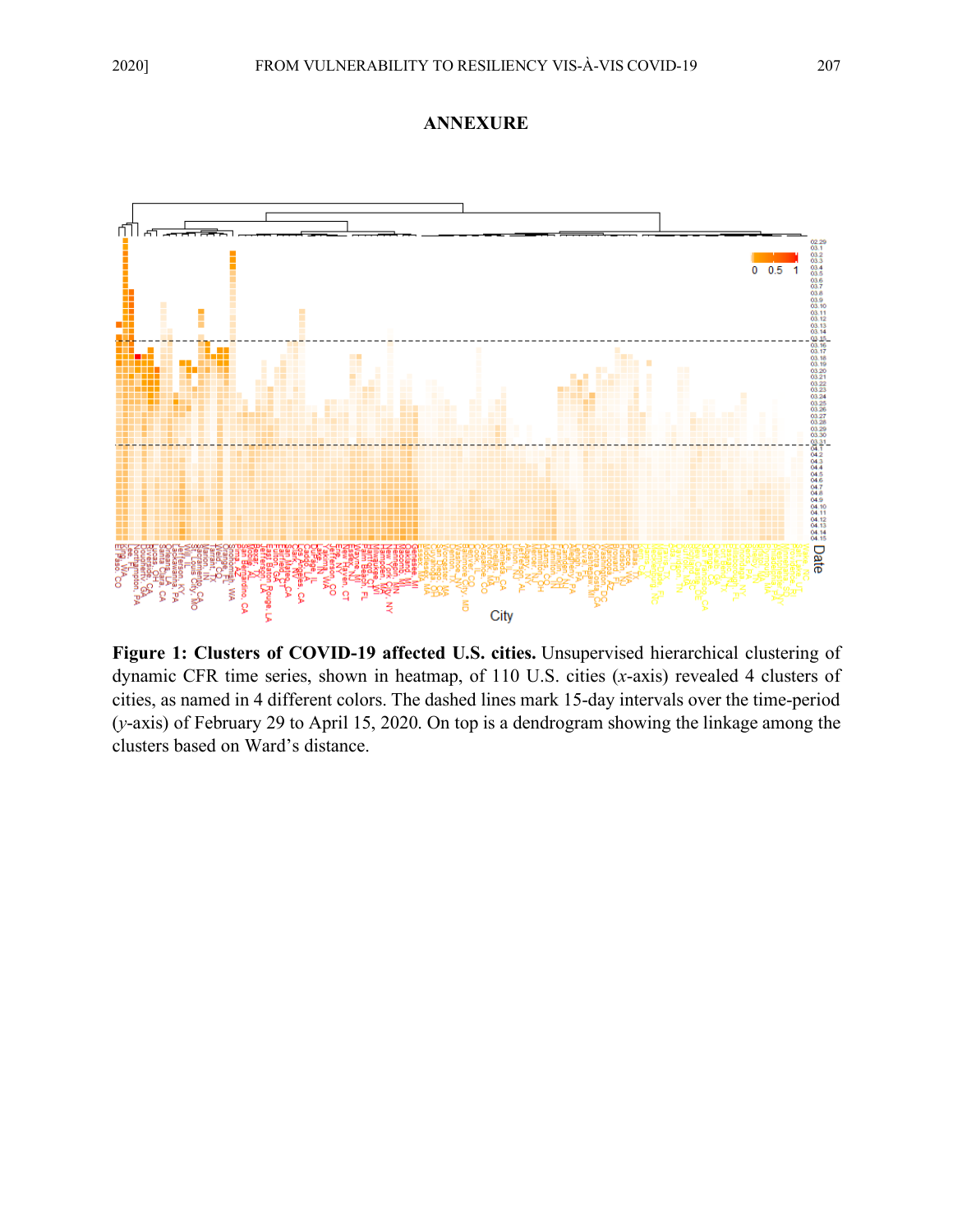## ANNEXURE

**Figure 1: Clusters of COVID-19 affected U.S. cities.** Unsupervised hierarchical clustering of dynamic CFR time series, shown in heatmap, of 110 U.S. cities (*x*-axis) revealed 4 clusters of cities, as named in 4 different colors. The dashed lines mark 15-day intervals over the time-period (*y*-axis) of February 29 to April 15, 2020. On top is a dendrogram showing the linkage among the clusters based on Ward's distance.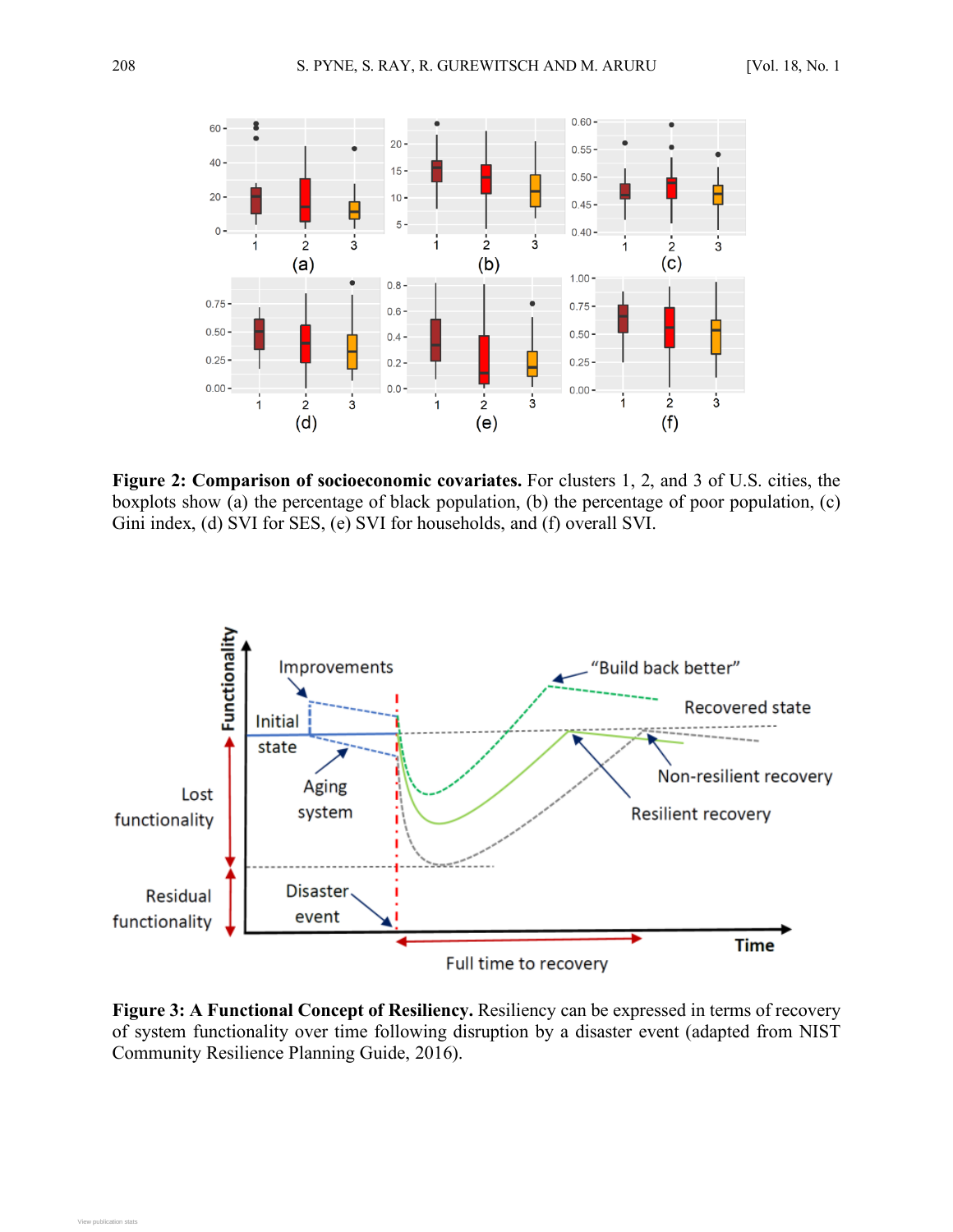60
40
20
0
1 2 3
(a)

20
15
10
5
1 2 3
(b)

0.60
0.55
0.50
0.45
0.40
1 2 3
(c)

0.75
0.50
0.25
0.00
1 2 3
(d)

0.8
0.6
0.4
0.2
0.0
1 2 3
(e)

1.00
0.75
0.50
0.25
0.00
1 2 3
(f)

**Figure 2: Comparison of socioeconomic covariates.** For clusters 1, 2, and 3 of U.S. cities, the boxplots show (a) the percentage of black population, (b) the percentage of poor population, (c) Gini index, (d) SVI for SES, (e) SVI for households, and (f) overall SVI.

Functionality
Improvements
"Build back better"
Recovered state
Initial state
Aging system
Non-resilient recovery
Resilient recovery
Lost functionality
Residual functionality
Disaster event
Time
Full time to recovery

**Figure 3: A Functional Concept of Resiliency.** Resiliency can be expressed in terms of recovery of system functionality over time following disruption by a disaster event (adapted from NIST Community Resilience Planning Guide, 2016).